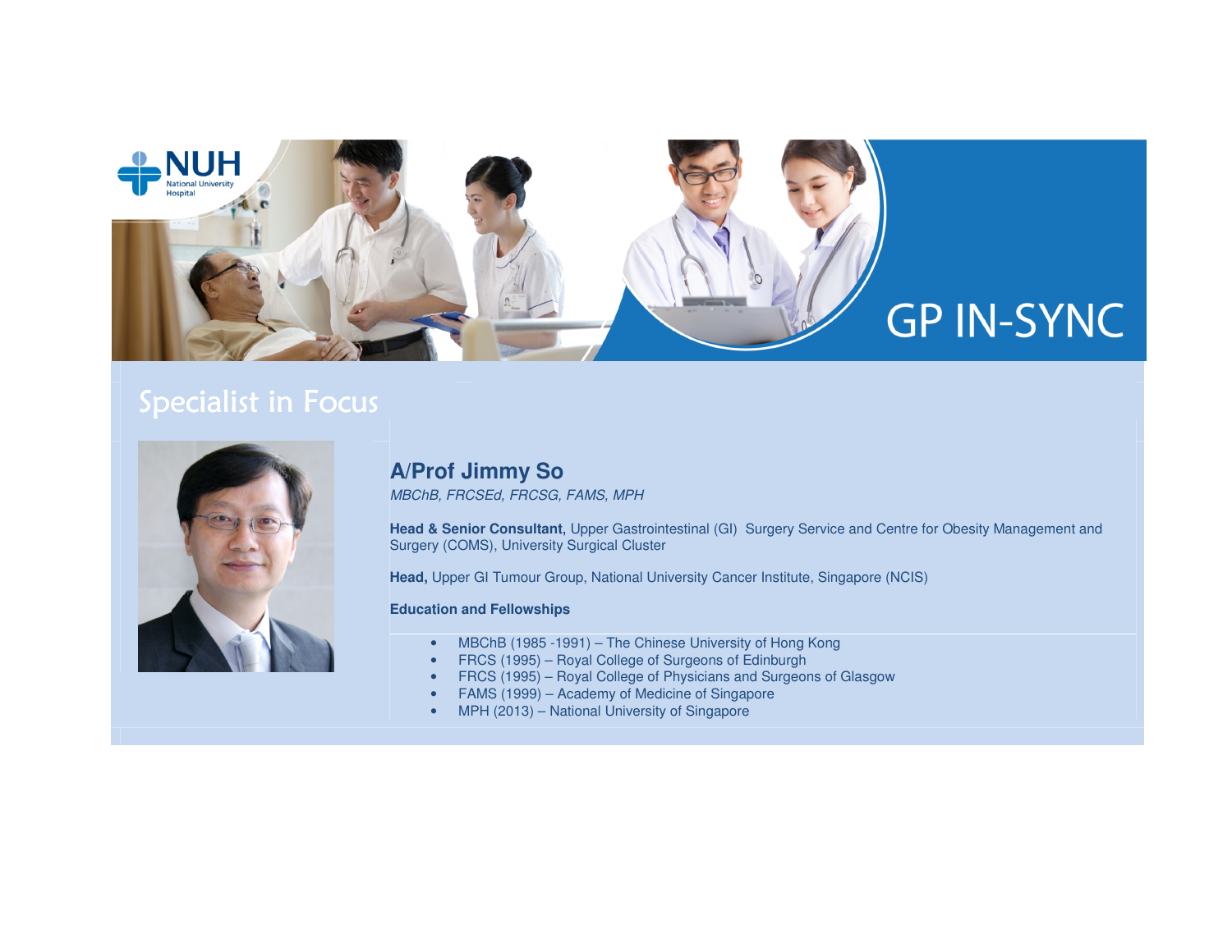# GP IN-SYNC

## Specialist in Focus

### A/Prof Jimmy So

*MBChB, FRCSEd, FRCSG, FAMS, MPH*

**Head & Senior Consultant,** Upper Gastrointestinal (GI) Surgery Service and Centre for Obesity Management and Surgery (COMS), University Surgical Cluster

**Head,** Upper GI Tumour Group, National University Cancer Institute, Singapore (NCIS)

**Education and Fellowships**

- MBChB (1985 -1991) – The Chinese University of Hong Kong
- FRCS (1995) – Royal College of Surgeons of Edinburgh
- FRCS (1995) – Royal College of Physicians and Surgeons of Glasgow
- FAMS (1999) – Academy of Medicine of Singapore
- MPH (2013) – National University of Singapore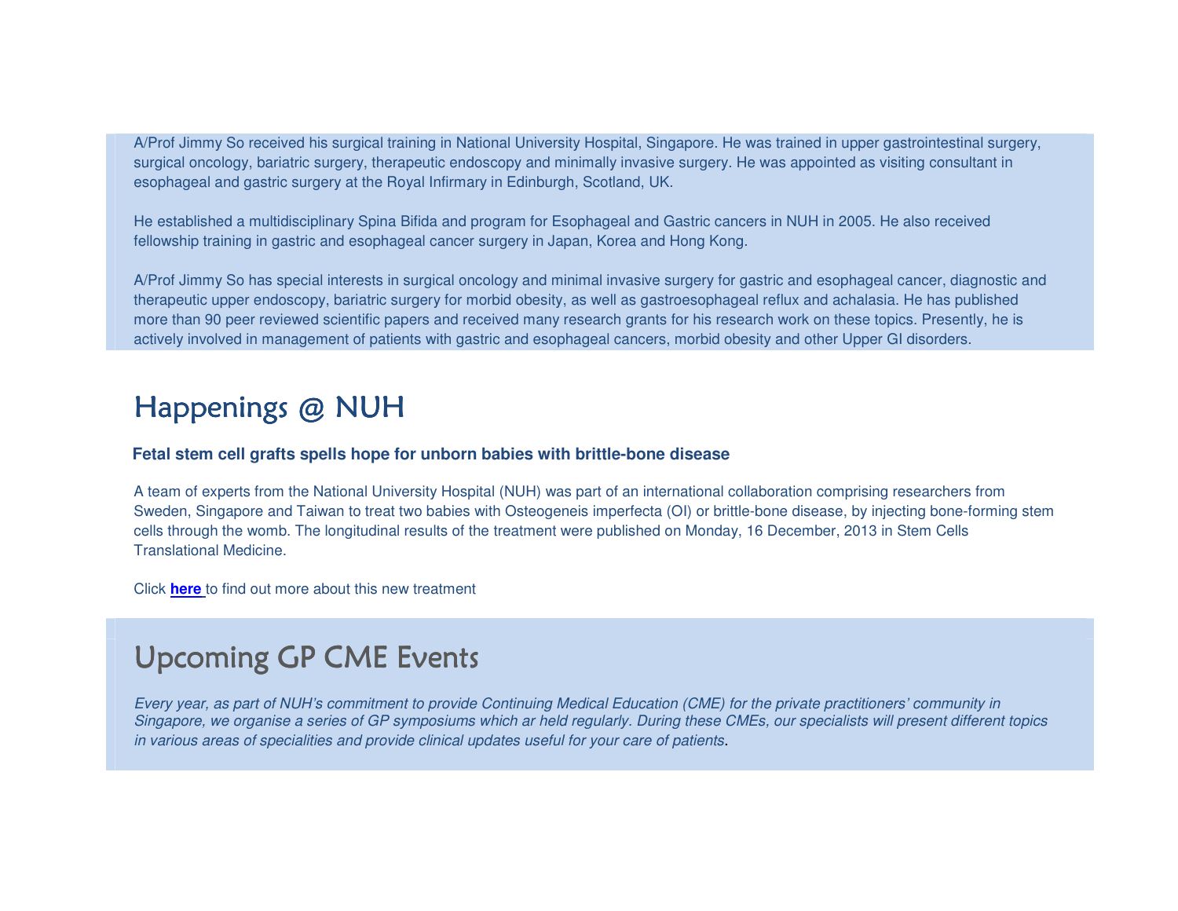A/Prof Jimmy So received his surgical training in National University Hospital, Singapore. He was trained in upper gastrointestinal surgery, surgical oncology, bariatric surgery, therapeutic endoscopy and minimally invasive surgery. He was appointed as visiting consultant in esophageal and gastric surgery at the Royal Infirmary in Edinburgh, Scotland, UK.

He established a multidisciplinary Spina Bifida and program for Esophageal and Gastric cancers in NUH in 2005. He also received fellowship training in gastric and esophageal cancer surgery in Japan, Korea and Hong Kong.

A/Prof Jimmy So has special interests in surgical oncology and minimal invasive surgery for gastric and esophageal cancer, diagnostic and therapeutic upper endoscopy, bariatric surgery for morbid obesity, as well as gastroesophageal reflux and achalasia. He has published more than 90 peer reviewed scientific papers and received many research grants for his research work on these topics. Presently, he is actively involved in management of patients with gastric and esophageal cancers, morbid obesity and other Upper GI disorders.

# Happenings @ NUH

**Fetal stem cell grafts spells hope for unborn babies with brittle-bone disease**

A team of experts from the National University Hospital (NUH) was part of an international collaboration comprising researchers from Sweden, Singapore and Taiwan to treat two babies with Osteogeneis imperfecta (OI) or brittle-bone disease, by injecting bone-forming stem cells through the womb. The longitudinal results of the treatment were published on Monday, 16 December, 2013 in Stem Cells Translational Medicine.

Click **here** to find out more about this new treatment

# Upcoming GP CME Events

*Every year, as part of NUH's commitment to provide Continuing Medical Education (CME) for the private practitioners' community in Singapore, we organise a series of GP symposiums which ar held regularly. During these CMEs, our specialists will present different topics in various areas of specialities and provide clinical updates useful for your care of patients*.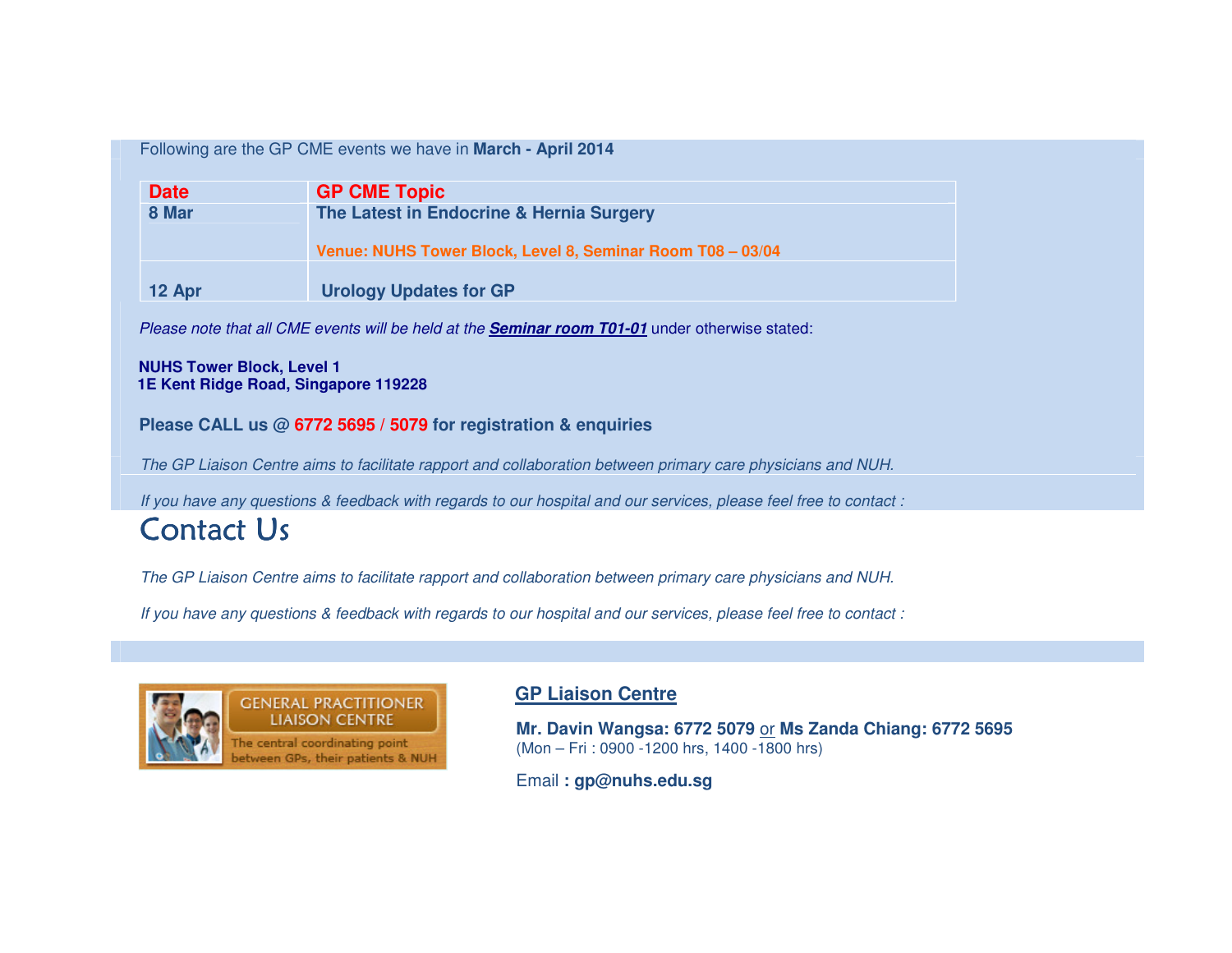Following are the GP CME events we have in **March - April 2014**

| Date | GP CME Topic |
|---|---|
| **8 Mar** | **The Latest in Endocrine & Hernia Surgery**<br><br>**Venue: NUHS Tower Block, Level 8, Seminar Room T08 – 03/04** |
| **12 Apr** | **Urology Updates for GP** |

*Please note that all CME events will be held at the* ***Seminar room T01-01*** under otherwise stated:

**NUHS Tower Block, Level 1**
**1E Kent Ridge Road, Singapore 119228**

**Please CALL us @ 6772 5695 / 5079 for registration & enquiries**

*The GP Liaison Centre aims to facilitate rapport and collaboration between primary care physicians and NUH.*

*If you have any questions & feedback with regards to our hospital and our services, please feel free to contact :*

# Contact Us

*The GP Liaison Centre aims to facilitate rapport and collaboration between primary care physicians and NUH.*

*If you have any questions & feedback with regards to our hospital and our services, please feel free to contact :*

GENERAL PRACTITIONER LIAISON CENTRE
The central coordinating point between GPs, their patients & NUH

**GP Liaison Centre**

**Mr. Davin Wangsa: 6772 5079** or **Ms Zanda Chiang: 6772 5695**
(Mon – Fri : 0900 -1200 hrs, 1400 -1800 hrs)

Email **: gp@nuhs.edu.sg**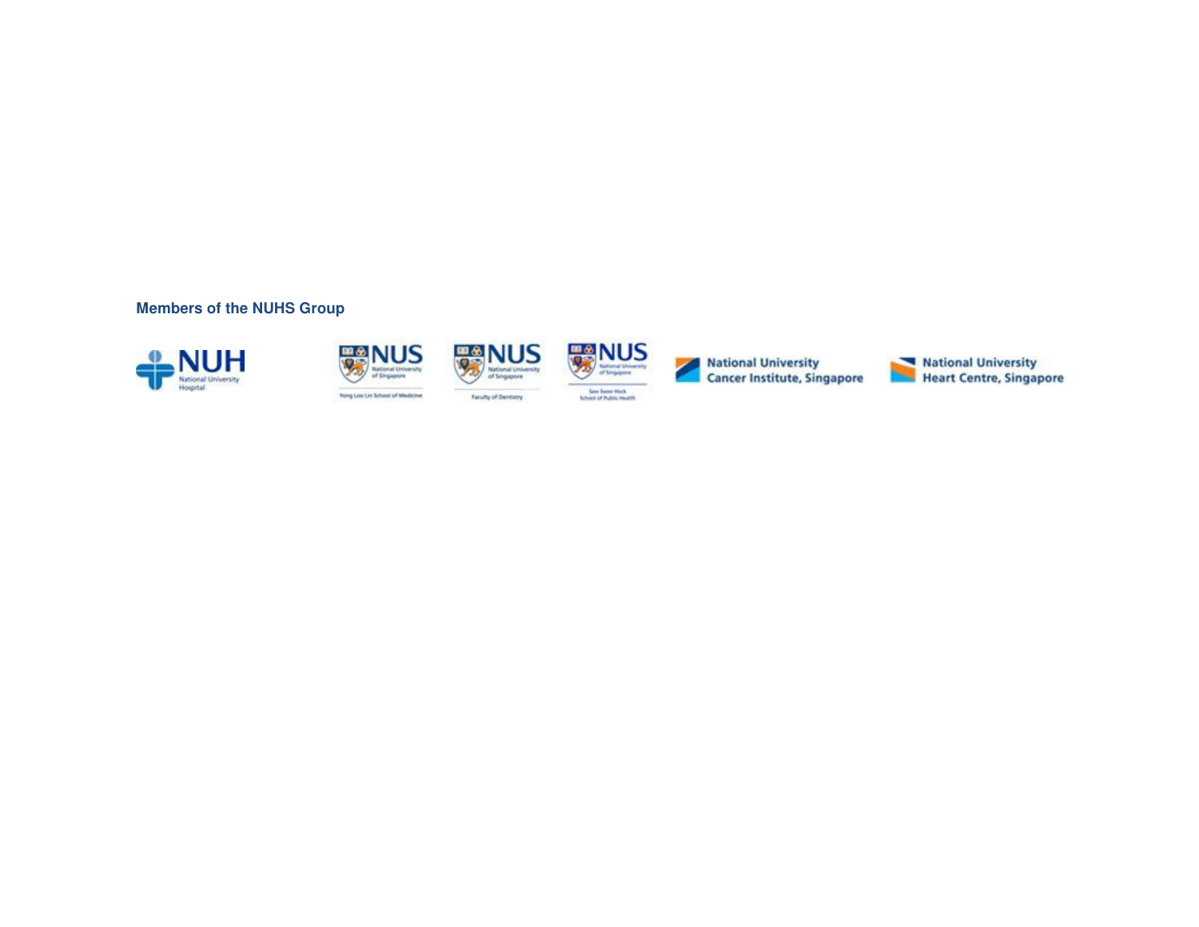**Members of the NUHS Group**

NUH National University Hospital

NUS National University of Singapore Yong Loo Lin School of Medicine

NUS National University of Singapore Faculty of Dentistry

NUS National University of Singapore Saw Swee Hock School of Public Health

National University Cancer Institute, Singapore

National University Heart Centre, Singapore